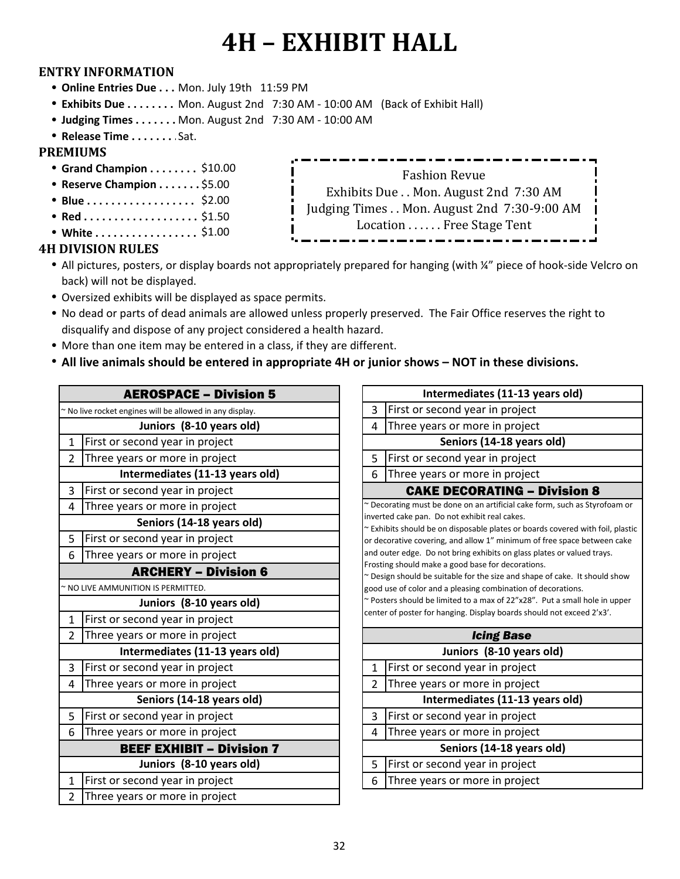# 4H – EXHIBIT HALL

## ENTRY INFORMATION

- **Online Entries Due . . .** Mon. July 19th 11:59 PM
- **Exhibits Due . . . . . . . .** Mon. August 2nd 7:30 AM - 10:00 AM (Back of Exhibit Hall)
- **Judging Times . . . . . . .** Mon. August 2nd 7:30 AM - 10:00 AM
- **Release Time . . . . . . . .** Sat.

## PREMIUMS

- **Grand Champion . . . . . . . .** $10.00
- **Reserve Champion . . . . . . .** $5.00
- **Blue . . . . . . . . . . . . . . . . . .** $2.00
- **Red . . . . . . . . . . . . . . . . . . .** $1.50
- **White . . . . . . . . . . . . . . . . .** $1.00

Fashion Revue
Exhibits Due . . Mon. August 2nd 7:30 AM
Judging Times . . Mon. August 2nd 7:30-9:00 AM
Location . . . . . . Free Stage Tent

## 4H DIVISION RULES

- All pictures, posters, or display boards not appropriately prepared for hanging (with ¼" piece of hook-side Velcro on back) will not be displayed.
- Oversized exhibits will be displayed as space permits.
- No dead or parts of dead animals are allowed unless properly preserved. The Fair Office reserves the right to disqualify and dispose of any project considered a health hazard.
- More than one item may be entered in a class, if they are different.
- **All live animals should be entered in appropriate 4H or junior shows – NOT in these divisions.**

| AEROSPACE – Division 5 | |
|---|---|
| ~ No live rocket engines will be allowed in any display. | |
| **Juniors (8-10 years old)** | |
| 1 | First or second year in project |
| 2 | Three years or more in project |
| **Intermediates (11-13 years old)** | |
| 3 | First or second year in project |
| 4 | Three years or more in project |
| **Seniors (14-18 years old)** | |
| 5 | First or second year in project |
| 6 | Three years or more in project |

| ARCHERY – Division 6 | |
|---|---|
| ~ NO LIVE AMMUNITION IS PERMITTED. | |
| **Juniors (8-10 years old)** | |
| 1 | First or second year in project |
| 2 | Three years or more in project |
| **Intermediates (11-13 years old)** | |
| 3 | First or second year in project |
| 4 | Three years or more in project |
| **Seniors (14-18 years old)** | |
| 5 | First or second year in project |
| 6 | Three years or more in project |

| BEEF EXHIBIT – Division 7 | |
|---|---|
| **Juniors (8-10 years old)** | |
| 1 | First or second year in project |
| 2 | Three years or more in project |
| **Intermediates (11-13 years old)** | |
| 3 | First or second year in project |
| 4 | Three years or more in project |
| **Seniors (14-18 years old)** | |
| 5 | First or second year in project |
| 6 | Three years or more in project |

| CAKE DECORATING – Division 8 | |
|---|---|
| ~ Decorating must be done on an artificial cake form, such as Styrofoam or inverted cake pan. Do not exhibit real cakes.<br>~ Exhibits should be on disposable plates or boards covered with foil, plastic or decorative covering, and allow 1" minimum of free space between cake and outer edge. Do not bring exhibits on glass plates or valued trays. Frosting should make a good base for decorations.<br>~ Design should be suitable for the size and shape of cake. It should show good use of color and a pleasing combination of decorations.<br>~ Posters should be limited to a max of 22"x28". Put a small hole in upper center of poster for hanging. Display boards should not exceed 2'x3'. | |
| ***Icing Base*** | |
| **Juniors (8-10 years old)** | |
| 1 | First or second year in project |
| 2 | Three years or more in project |
| **Intermediates (11-13 years old)** | |
| 3 | First or second year in project |
| 4 | Three years or more in project |
| **Seniors (14-18 years old)** | |
| 5 | First or second year in project |
| 6 | Three years or more in project |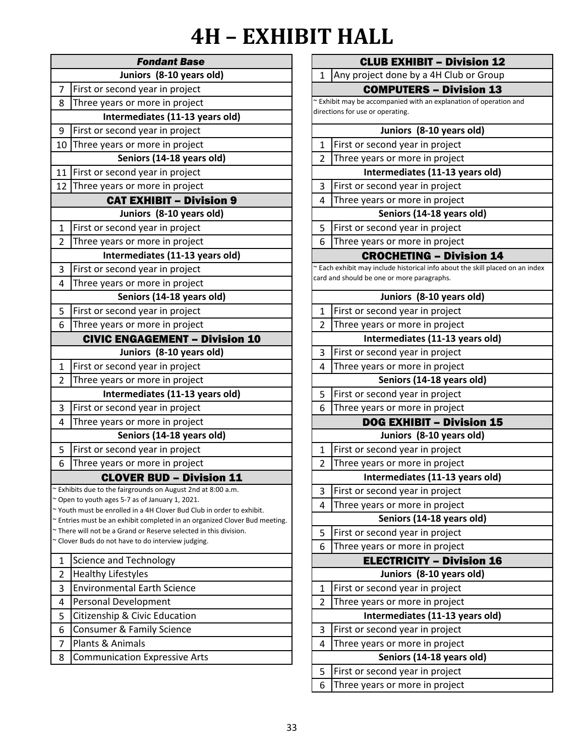# 4H – EXHIBIT HALL

| *Fondant Base* | |
|---|---|
| **Juniors (8-10 years old)** | |
| 7 | First or second year in project |
| 8 | Three years or more in project |
| **Intermediates (11-13 years old)** | |
| 9 | First or second year in project |
| 10 | Three years or more in project |
| **Seniors (14-18 years old)** | |
| 11 | First or second year in project |
| 12 | Three years or more in project |

## CAT EXHIBIT – Division 9

| | |
|---|---|
| **Juniors (8-10 years old)** | |
| 1 | First or second year in project |
| 2 | Three years or more in project |
| **Intermediates (11-13 years old)** | |
| 3 | First or second year in project |
| 4 | Three years or more in project |
| **Seniors (14-18 years old)** | |
| 5 | First or second year in project |
| 6 | Three years or more in project |

## CIVIC ENGAGEMENT – Division 10

| | |
|---|---|
| **Juniors (8-10 years old)** | |
| 1 | First or second year in project |
| 2 | Three years or more in project |
| **Intermediates (11-13 years old)** | |
| 3 | First or second year in project |
| 4 | Three years or more in project |
| **Seniors (14-18 years old)** | |
| 5 | First or second year in project |
| 6 | Three years or more in project |

## CLOVER BUD – Division 11

~ Exhibits due to the fairgrounds on August 2nd at 8:00 a.m.
~ Open to youth ages 5-7 as of January 1, 2021.
~ Youth must be enrolled in a 4H Clover Bud Club in order to exhibit.
~ Entries must be an exhibit completed in an organized Clover Bud meeting.
~ There will not be a Grand or Reserve selected in this division.
~ Clover Buds do not have to do interview judging.

| | |
|---|---|
| 1 | Science and Technology |
| 2 | Healthy Lifestyles |
| 3 | Environmental Earth Science |
| 4 | Personal Development |
| 5 | Citizenship & Civic Education |
| 6 | Consumer & Family Science |
| 7 | Plants & Animals |
| 8 | Communication Expressive Arts |

## CLUB EXHIBIT – Division 12

| | |
|---|---|
| 1 | Any project done by a 4H Club or Group |

## COMPUTERS – Division 13

~ Exhibit may be accompanied with an explanation of operation and directions for use or operating.

| | |
|---|---|
| **Juniors (8-10 years old)** | |
| 1 | First or second year in project |
| 2 | Three years or more in project |
| **Intermediates (11-13 years old)** | |
| 3 | First or second year in project |
| 4 | Three years or more in project |
| **Seniors (14-18 years old)** | |
| 5 | First or second year in project |
| 6 | Three years or more in project |

## CROCHETING – Division 14

~ Each exhibit may include historical info about the skill placed on an index card and should be one or more paragraphs.

| | |
|---|---|
| **Juniors (8-10 years old)** | |
| 1 | First or second year in project |
| 2 | Three years or more in project |
| **Intermediates (11-13 years old)** | |
| 3 | First or second year in project |
| 4 | Three years or more in project |
| **Seniors (14-18 years old)** | |
| 5 | First or second year in project |
| 6 | Three years or more in project |

## DOG EXHIBIT – Division 15

| | |
|---|---|
| **Juniors (8-10 years old)** | |
| 1 | First or second year in project |
| 2 | Three years or more in project |
| **Intermediates (11-13 years old)** | |
| 3 | First or second year in project |
| 4 | Three years or more in project |
| **Seniors (14-18 years old)** | |
| 5 | First or second year in project |
| 6 | Three years or more in project |

## ELECTRICITY – Division 16

| | |
|---|---|
| **Juniors (8-10 years old)** | |
| 1 | First or second year in project |
| 2 | Three years or more in project |
| **Intermediates (11-13 years old)** | |
| 3 | First or second year in project |
| 4 | Three years or more in project |
| **Seniors (14-18 years old)** | |
| 5 | First or second year in project |
| 6 | Three years or more in project |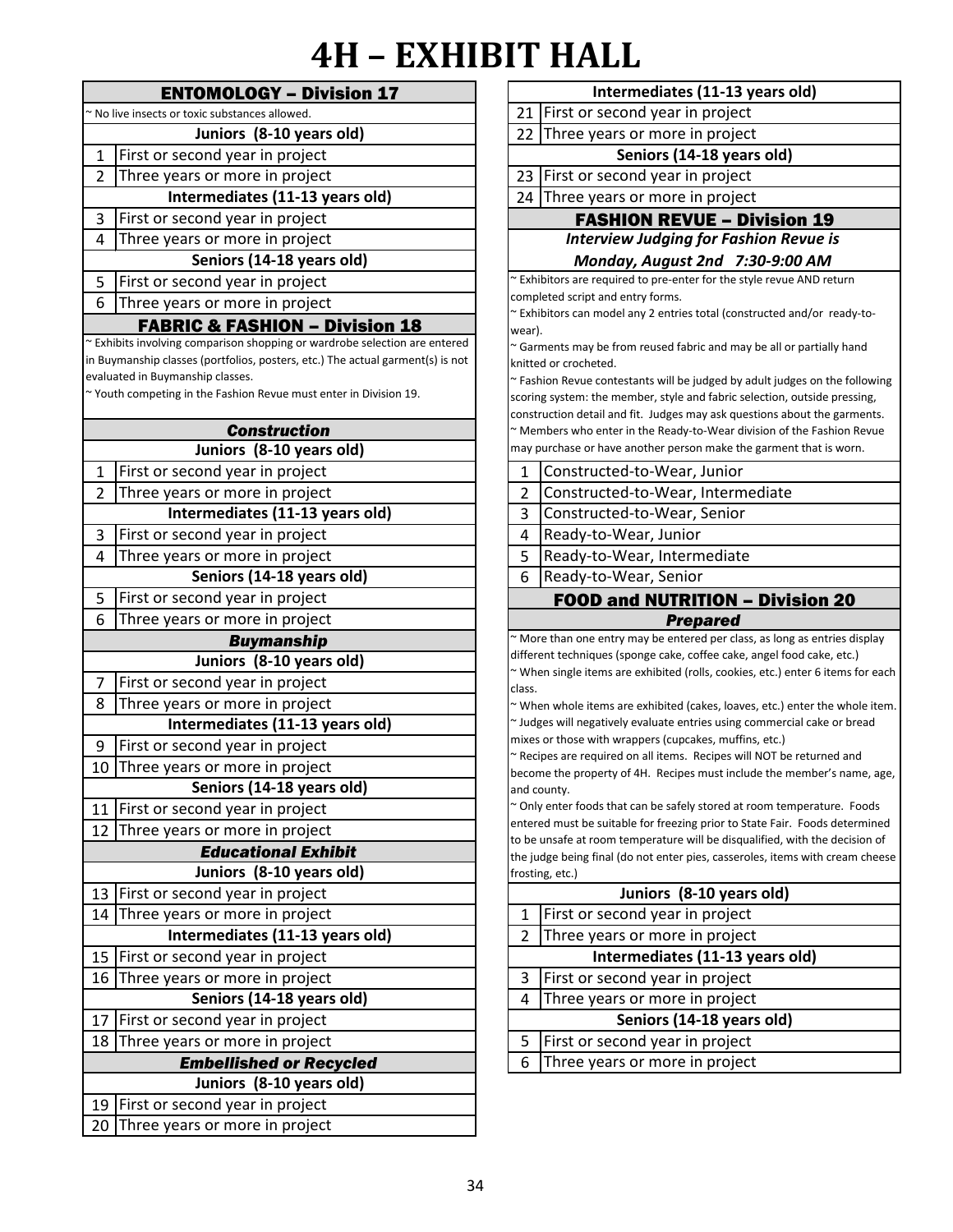# 4H – EXHIBIT HALL

## ENTOMOLOGY – Division 17

~ No live insects or toxic substances allowed.

| | Juniors (8-10 years old) |
|---|---|
| 1 | First or second year in project |
| 2 | Three years or more in project |
| | **Intermediates (11-13 years old)** |
| 3 | First or second year in project |
| 4 | Three years or more in project |
| | **Seniors (14-18 years old)** |
| 5 | First or second year in project |
| 6 | Three years or more in project |

## FABRIC & FASHION – Division 18

~ Exhibits involving comparison shopping or wardrobe selection are entered in Buymanship classes (portfolios, posters, etc.) The actual garment(s) is not evaluated in Buymanship classes.

~ Youth competing in the Fashion Revue must enter in Division 19.

### *Construction*

| | Juniors (8-10 years old) |
|---|---|
| 1 | First or second year in project |
| 2 | Three years or more in project |
| | **Intermediates (11-13 years old)** |
| 3 | First or second year in project |
| 4 | Three years or more in project |
| | **Seniors (14-18 years old)** |
| 5 | First or second year in project |
| 6 | Three years or more in project |

### *Buymanship*

| | Juniors (8-10 years old) |
|---|---|
| 7 | First or second year in project |
| 8 | Three years or more in project |
| | **Intermediates (11-13 years old)** |
| 9 | First or second year in project |
| 10 | Three years or more in project |
| | **Seniors (14-18 years old)** |
| 11 | First or second year in project |
| 12 | Three years or more in project |

### *Educational Exhibit*

| | Juniors (8-10 years old) |
|---|---|
| 13 | First or second year in project |
| 14 | Three years or more in project |
| | **Intermediates (11-13 years old)** |
| 15 | First or second year in project |
| 16 | Three years or more in project |
| | **Seniors (14-18 years old)** |
| 17 | First or second year in project |
| 18 | Three years or more in project |

### *Embellished or Recycled*

| | Juniors (8-10 years old) |
|---|---|
| 19 | First or second year in project |
| 20 | Three years or more in project |
| | **Intermediates (11-13 years old)** |
| 21 | First or second year in project |
| 22 | Three years or more in project |
| | **Seniors (14-18 years old)** |
| 23 | First or second year in project |
| 24 | Three years or more in project |

## FASHION REVUE – Division 19

***Interview Judging for Fashion Revue is Monday, August 2nd 7:30-9:00 AM***

~ Exhibitors are required to pre-enter for the style revue AND return completed script and entry forms.

~ Exhibitors can model any 2 entries total (constructed and/or ready-to-wear).

~ Garments may be from reused fabric and may be all or partially hand knitted or crocheted.

~ Fashion Revue contestants will be judged by adult judges on the following scoring system: the member, style and fabric selection, outside pressing, construction detail and fit. Judges may ask questions about the garments.

~ Members who enter in the Ready-to-Wear division of the Fashion Revue may purchase or have another person make the garment that is worn.

| | |
|---|---|
| 1 | Constructed-to-Wear, Junior |
| 2 | Constructed-to-Wear, Intermediate |
| 3 | Constructed-to-Wear, Senior |
| 4 | Ready-to-Wear, Junior |
| 5 | Ready-to-Wear, Intermediate |
| 6 | Ready-to-Wear, Senior |

## FOOD and NUTRITION – Division 20

### *Prepared*

~ More than one entry may be entered per class, as long as entries display different techniques (sponge cake, coffee cake, angel food cake, etc.)

~ When single items are exhibited (rolls, cookies, etc.) enter 6 items for each class.

~ When whole items are exhibited (cakes, loaves, etc.) enter the whole item.

~ Judges will negatively evaluate entries using commercial cake or bread mixes or those with wrappers (cupcakes, muffins, etc.)

~ Recipes are required on all items. Recipes will NOT be returned and become the property of 4H. Recipes must include the member's name, age, and county.

~ Only enter foods that can be safely stored at room temperature. Foods entered must be suitable for freezing prior to State Fair. Foods determined to be unsafe at room temperature will be disqualified, with the decision of the judge being final (do not enter pies, casseroles, items with cream cheese frosting, etc.)

| | Juniors (8-10 years old) |
|---|---|
| 1 | First or second year in project |
| 2 | Three years or more in project |
| | **Intermediates (11-13 years old)** |
| 3 | First or second year in project |
| 4 | Three years or more in project |
| | **Seniors (14-18 years old)** |
| 5 | First or second year in project |
| 6 | Three years or more in project |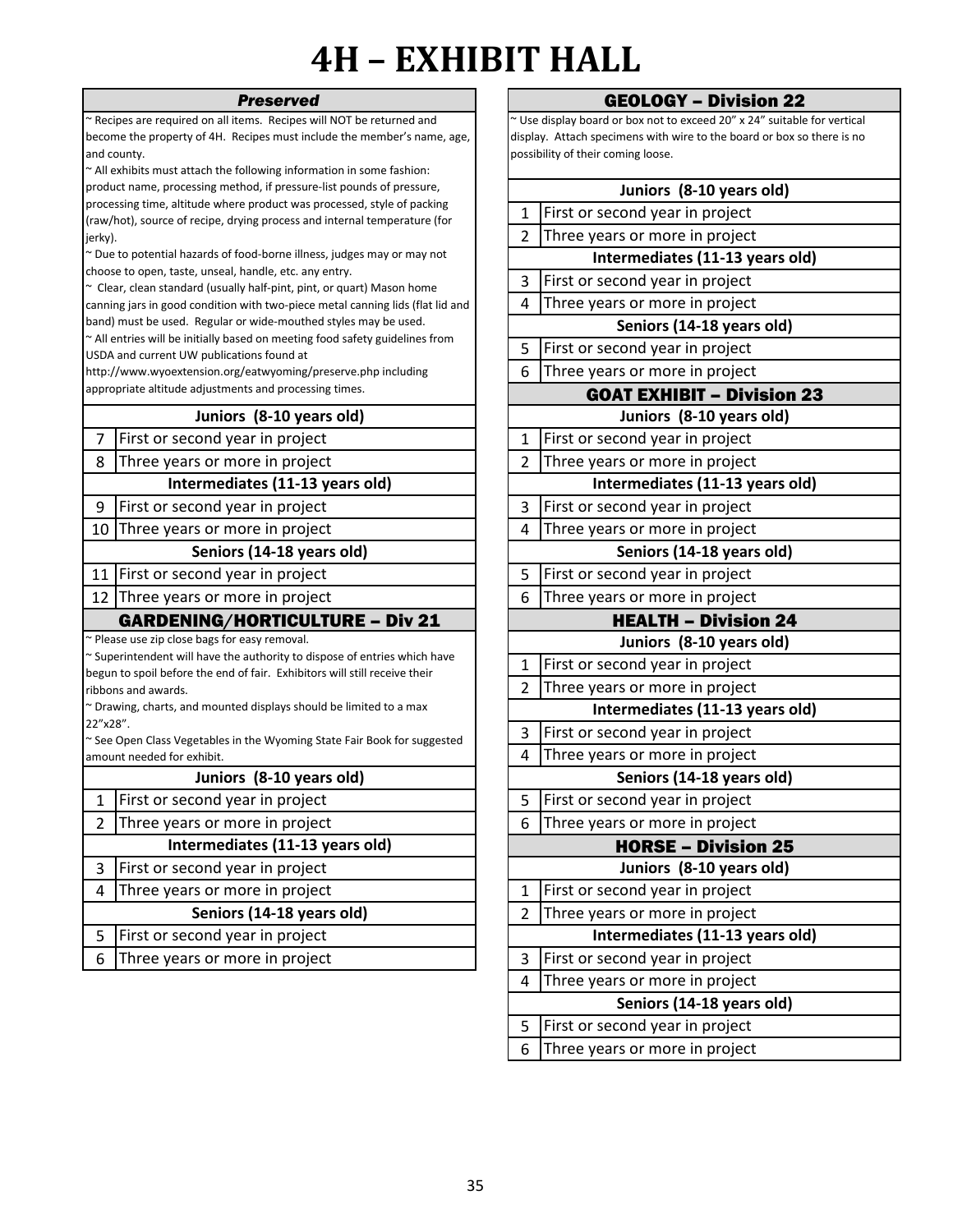# 4H – EXHIBIT HALL

## *Preserved*

~ Recipes are required on all items. Recipes will NOT be returned and become the property of 4H. Recipes must include the member's name, age, and county.
~ All exhibits must attach the following information in some fashion: product name, processing method, if pressure-list pounds of pressure, processing time, altitude where product was processed, style of packing (raw/hot), source of recipe, drying process and internal temperature (for jerky).
~ Due to potential hazards of food-borne illness, judges may or may not choose to open, taste, unseal, handle, etc. any entry.
~ Clear, clean standard (usually half-pint, pint, or quart) Mason home canning jars in good condition with two-piece metal canning lids (flat lid and band) must be used. Regular or wide-mouthed styles may be used.
~ All entries will be initially based on meeting food safety guidelines from USDA and current UW publications found at http://www.wyoextension.org/eatwyoming/preserve.php including appropriate altitude adjustments and processing times.

| | Juniors (8-10 years old) |
|---|---|
| 7 | First or second year in project |
| 8 | Three years or more in project |
| | **Intermediates (11-13 years old)** |
| 9 | First or second year in project |
| 10 | Three years or more in project |
| | **Seniors (14-18 years old)** |
| 11 | First or second year in project |
| 12 | Three years or more in project |

## GARDENING/HORTICULTURE – Div 21

~ Please use zip close bags for easy removal.
~ Superintendent will have the authority to dispose of entries which have begun to spoil before the end of fair. Exhibitors will still receive their ribbons and awards.
~ Drawing, charts, and mounted displays should be limited to a max 22"x28".
~ See Open Class Vegetables in the Wyoming State Fair Book for suggested amount needed for exhibit.

| | Juniors (8-10 years old) |
|---|---|
| 1 | First or second year in project |
| 2 | Three years or more in project |
| | **Intermediates (11-13 years old)** |
| 3 | First or second year in project |
| 4 | Three years or more in project |
| | **Seniors (14-18 years old)** |
| 5 | First or second year in project |
| 6 | Three years or more in project |

## GEOLOGY – Division 22

~ Use display board or box not to exceed 20" x 24" suitable for vertical display. Attach specimens with wire to the board or box so there is no possibility of their coming loose.

| | Juniors (8-10 years old) |
|---|---|
| 1 | First or second year in project |
| 2 | Three years or more in project |
| | **Intermediates (11-13 years old)** |
| 3 | First or second year in project |
| 4 | Three years or more in project |
| | **Seniors (14-18 years old)** |
| 5 | First or second year in project |
| 6 | Three years or more in project |

## GOAT EXHIBIT – Division 23

| | Juniors (8-10 years old) |
|---|---|
| 1 | First or second year in project |
| 2 | Three years or more in project |
| | **Intermediates (11-13 years old)** |
| 3 | First or second year in project |
| 4 | Three years or more in project |
| | **Seniors (14-18 years old)** |
| 5 | First or second year in project |
| 6 | Three years or more in project |

## HEALTH – Division 24

| | Juniors (8-10 years old) |
|---|---|
| 1 | First or second year in project |
| 2 | Three years or more in project |
| | **Intermediates (11-13 years old)** |
| 3 | First or second year in project |
| 4 | Three years or more in project |
| | **Seniors (14-18 years old)** |
| 5 | First or second year in project |
| 6 | Three years or more in project |

## HORSE – Division 25

| | Juniors (8-10 years old) |
|---|---|
| 1 | First or second year in project |
| 2 | Three years or more in project |
| | **Intermediates (11-13 years old)** |
| 3 | First or second year in project |
| 4 | Three years or more in project |
| | **Seniors (14-18 years old)** |
| 5 | First or second year in project |
| 6 | Three years or more in project |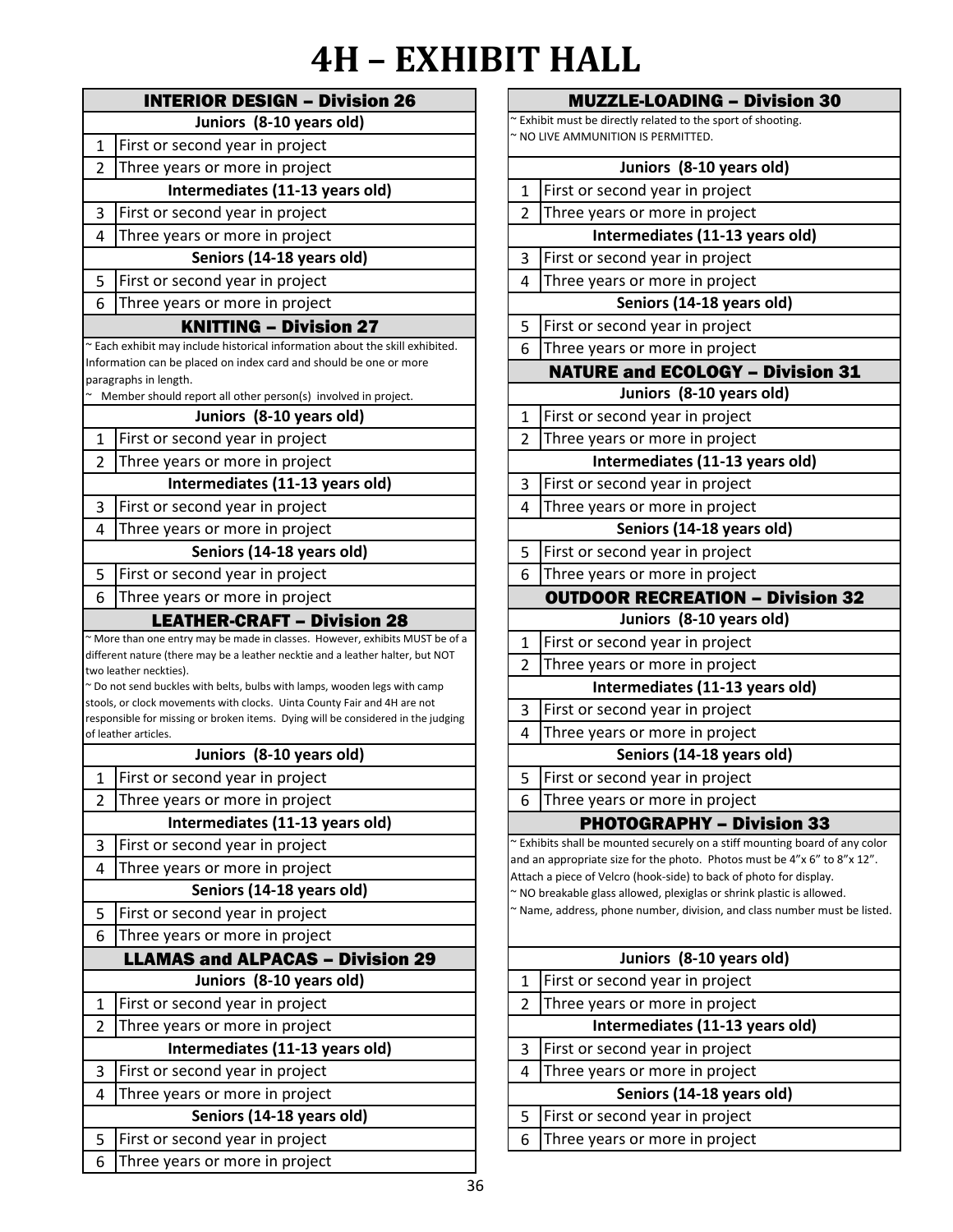# 4H – EXHIBIT HALL

## INTERIOR DESIGN – Division 26

| | Juniors (8-10 years old) |
|---|---|
| 1 | First or second year in project |
| 2 | Three years or more in project |
| | **Intermediates (11-13 years old)** |
| 3 | First or second year in project |
| 4 | Three years or more in project |
| | **Seniors (14-18 years old)** |
| 5 | First or second year in project |
| 6 | Three years or more in project |

## KNITTING – Division 27

~ Each exhibit may include historical information about the skill exhibited. Information can be placed on index card and should be one or more paragraphs in length.
~ Member should report all other person(s) involved in project.

| | Juniors (8-10 years old) |
|---|---|
| 1 | First or second year in project |
| 2 | Three years or more in project |
| | **Intermediates (11-13 years old)** |
| 3 | First or second year in project |
| 4 | Three years or more in project |
| | **Seniors (14-18 years old)** |
| 5 | First or second year in project |
| 6 | Three years or more in project |

## LEATHER-CRAFT – Division 28

~ More than one entry may be made in classes. However, exhibits MUST be of a different nature (there may be a leather necktie and a leather halter, but NOT two leather neckties).
~ Do not send buckles with belts, bulbs with lamps, wooden legs with camp stools, or clock movements with clocks. Uinta County Fair and 4H are not responsible for missing or broken items. Dying will be considered in the judging of leather articles.

| | Juniors (8-10 years old) |
|---|---|
| 1 | First or second year in project |
| 2 | Three years or more in project |
| | **Intermediates (11-13 years old)** |
| 3 | First or second year in project |
| 4 | Three years or more in project |
| | **Seniors (14-18 years old)** |
| 5 | First or second year in project |
| 6 | Three years or more in project |

## LLAMAS and ALPACAS – Division 29

| | Juniors (8-10 years old) |
|---|---|
| 1 | First or second year in project |
| 2 | Three years or more in project |
| | **Intermediates (11-13 years old)** |
| 3 | First or second year in project |
| 4 | Three years or more in project |
| | **Seniors (14-18 years old)** |
| 5 | First or second year in project |
| 6 | Three years or more in project |

## MUZZLE-LOADING – Division 30

~ Exhibit must be directly related to the sport of shooting.
~ NO LIVE AMMUNITION IS PERMITTED.

| | Juniors (8-10 years old) |
|---|---|
| 1 | First or second year in project |
| 2 | Three years or more in project |
| | **Intermediates (11-13 years old)** |
| 3 | First or second year in project |
| 4 | Three years or more in project |
| | **Seniors (14-18 years old)** |
| 5 | First or second year in project |
| 6 | Three years or more in project |

## NATURE and ECOLOGY – Division 31

| | Juniors (8-10 years old) |
|---|---|
| 1 | First or second year in project |
| 2 | Three years or more in project |
| | **Intermediates (11-13 years old)** |
| 3 | First or second year in project |
| 4 | Three years or more in project |
| | **Seniors (14-18 years old)** |
| 5 | First or second year in project |
| 6 | Three years or more in project |

## OUTDOOR RECREATION – Division 32

| | Juniors (8-10 years old) |
|---|---|
| 1 | First or second year in project |
| 2 | Three years or more in project |
| | **Intermediates (11-13 years old)** |
| 3 | First or second year in project |
| 4 | Three years or more in project |
| | **Seniors (14-18 years old)** |
| 5 | First or second year in project |
| 6 | Three years or more in project |

## PHOTOGRAPHY – Division 33

~ Exhibits shall be mounted securely on a stiff mounting board of any color and an appropriate size for the photo. Photos must be 4"x 6" to 8"x 12". Attach a piece of Velcro (hook-side) to back of photo for display.
~ NO breakable glass allowed, plexiglas or shrink plastic is allowed.
~ Name, address, phone number, division, and class number must be listed.

| | Juniors (8-10 years old) |
|---|---|
| 1 | First or second year in project |
| 2 | Three years or more in project |
| | **Intermediates (11-13 years old)** |
| 3 | First or second year in project |
| 4 | Three years or more in project |
| | **Seniors (14-18 years old)** |
| 5 | First or second year in project |
| 6 | Three years or more in project |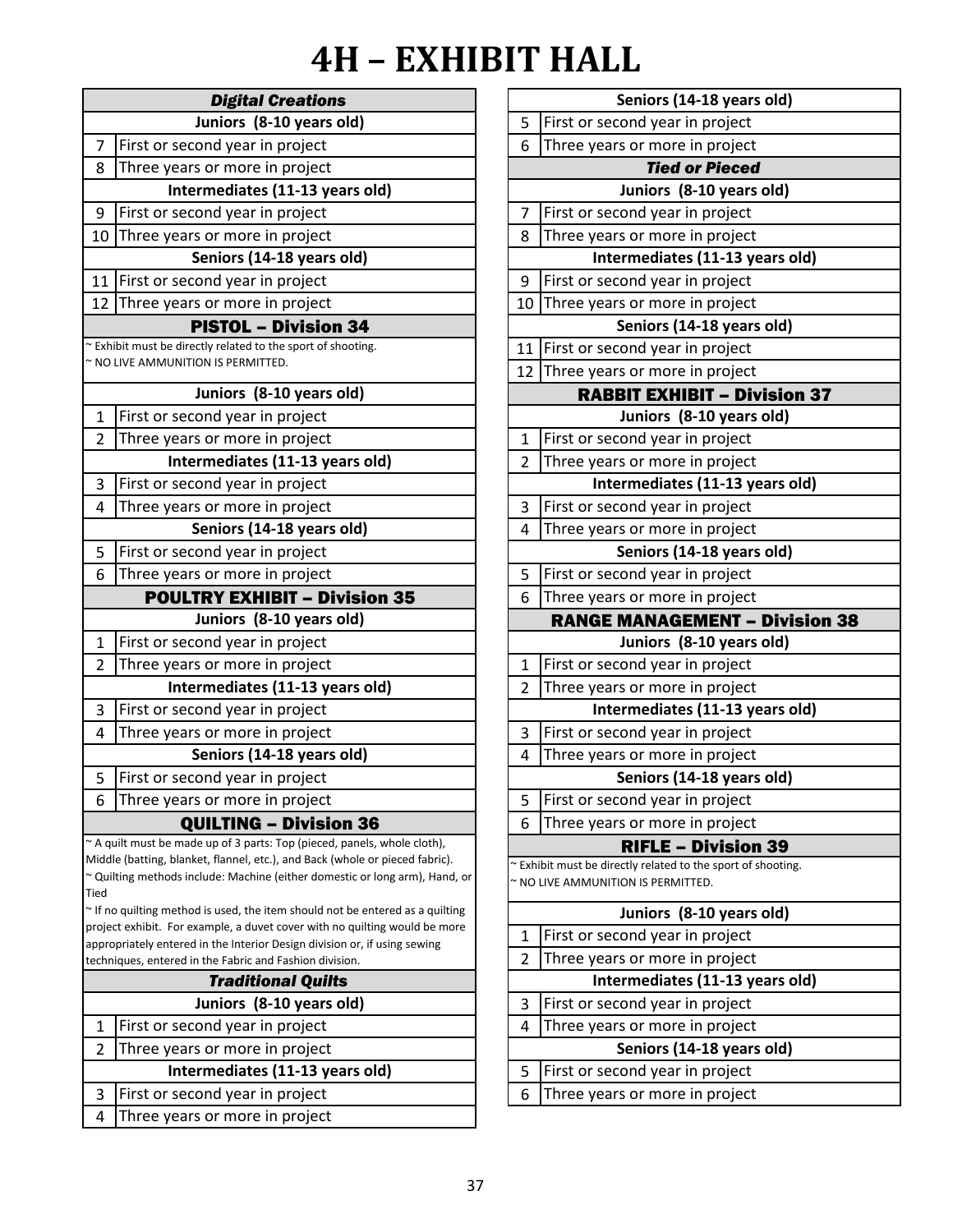# 4H – EXHIBIT HALL

| | ***Digital Creations*** |
|---|---|
| | **Juniors (8-10 years old)** |
| 7 | First or second year in project |
| 8 | Three years or more in project |
| | **Intermediates (11-13 years old)** |
| 9 | First or second year in project |
| 10 | Three years or more in project |
| | **Seniors (14-18 years old)** |
| 11 | First or second year in project |
| 12 | Three years or more in project |

| | **PISTOL – Division 34** |
|---|---|
| | ~ Exhibit must be directly related to the sport of shooting.<br>~ NO LIVE AMMUNITION IS PERMITTED. |
| | **Juniors (8-10 years old)** |
| 1 | First or second year in project |
| 2 | Three years or more in project |
| | **Intermediates (11-13 years old)** |
| 3 | First or second year in project |
| 4 | Three years or more in project |
| | **Seniors (14-18 years old)** |
| 5 | First or second year in project |
| 6 | Three years or more in project |

| | **POULTRY EXHIBIT – Division 35** |
|---|---|
| | **Juniors (8-10 years old)** |
| 1 | First or second year in project |
| 2 | Three years or more in project |
| | **Intermediates (11-13 years old)** |
| 3 | First or second year in project |
| 4 | Three years or more in project |
| | **Seniors (14-18 years old)** |
| 5 | First or second year in project |
| 6 | Three years or more in project |

| | **QUILTING – Division 36** |
|---|---|
| | ~ A quilt must be made up of 3 parts: Top (pieced, panels, whole cloth), Middle (batting, blanket, flannel, etc.), and Back (whole or pieced fabric).<br>~ Quilting methods include: Machine (either domestic or long arm), Hand, or Tied<br>~ If no quilting method is used, the item should not be entered as a quilting project exhibit. For example, a duvet cover with no quilting would be more appropriately entered in the Interior Design division or, if using sewing techniques, entered in the Fabric and Fashion division. |
| | ***Traditional Quilts*** |
| | **Juniors (8-10 years old)** |
| 1 | First or second year in project |
| 2 | Three years or more in project |
| | **Intermediates (11-13 years old)** |
| 3 | First or second year in project |
| 4 | Three years or more in project |
| | **Seniors (14-18 years old)** |
| 5 | First or second year in project |
| 6 | Three years or more in project |
| | ***Tied or Pieced*** |
| | **Juniors (8-10 years old)** |
| 7 | First or second year in project |
| 8 | Three years or more in project |
| | **Intermediates (11-13 years old)** |
| 9 | First or second year in project |
| 10 | Three years or more in project |
| | **Seniors (14-18 years old)** |
| 11 | First or second year in project |
| 12 | Three years or more in project |

| | **RABBIT EXHIBIT – Division 37** |
|---|---|
| | **Juniors (8-10 years old)** |
| 1 | First or second year in project |
| 2 | Three years or more in project |
| | **Intermediates (11-13 years old)** |
| 3 | First or second year in project |
| 4 | Three years or more in project |
| | **Seniors (14-18 years old)** |
| 5 | First or second year in project |
| 6 | Three years or more in project |

| | **RANGE MANAGEMENT – Division 38** |
|---|---|
| | **Juniors (8-10 years old)** |
| 1 | First or second year in project |
| 2 | Three years or more in project |
| | **Intermediates (11-13 years old)** |
| 3 | First or second year in project |
| 4 | Three years or more in project |
| | **Seniors (14-18 years old)** |
| 5 | First or second year in project |
| 6 | Three years or more in project |

| | **RIFLE – Division 39** |
|---|---|
| | ~ Exhibit must be directly related to the sport of shooting.<br>~ NO LIVE AMMUNITION IS PERMITTED. |
| | **Juniors (8-10 years old)** |
| 1 | First or second year in project |
| 2 | Three years or more in project |
| | **Intermediates (11-13 years old)** |
| 3 | First or second year in project |
| 4 | Three years or more in project |
| | **Seniors (14-18 years old)** |
| 5 | First or second year in project |
| 6 | Three years or more in project |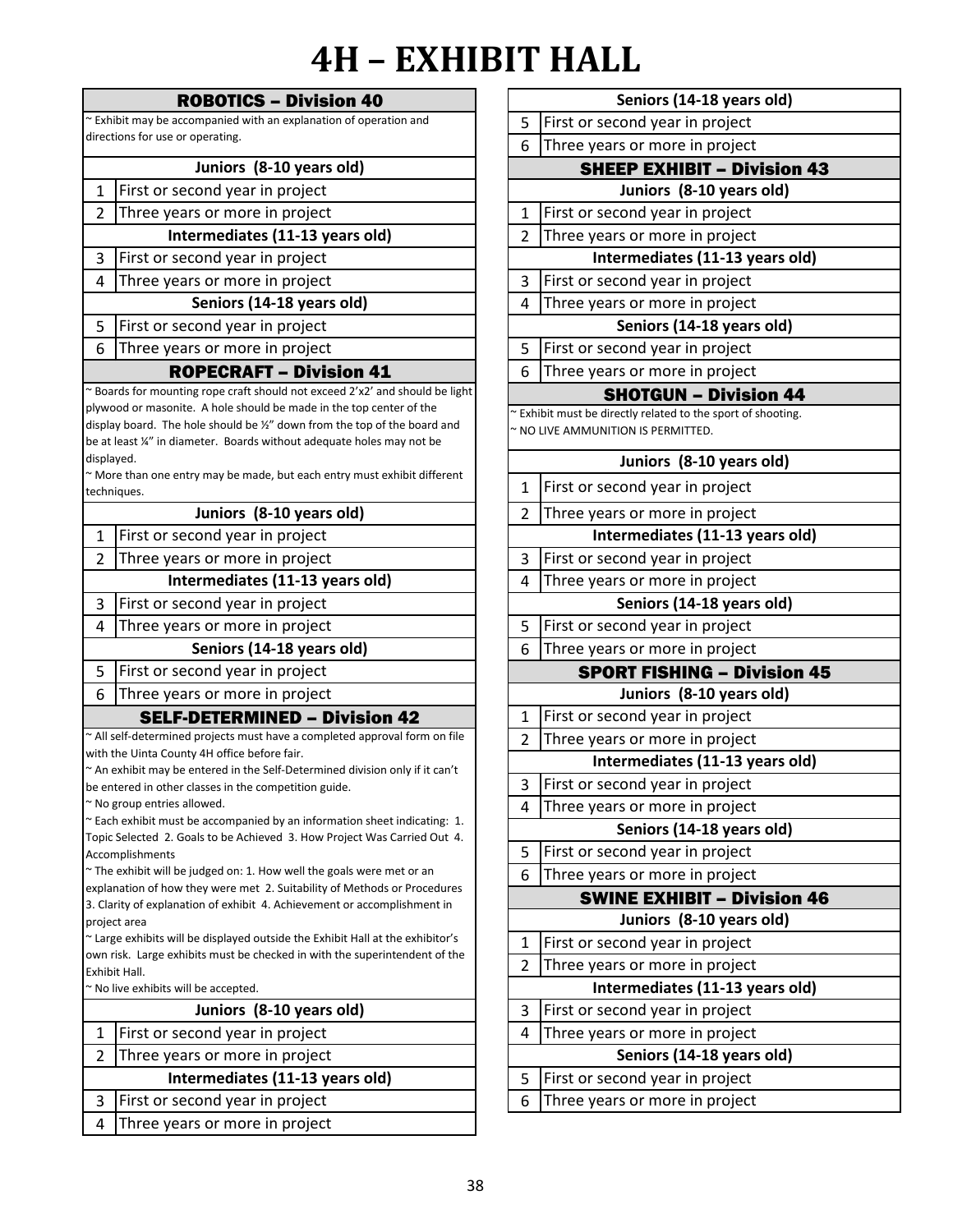# 4H – EXHIBIT HALL

## ROBOTICS – Division 40

~ Exhibit may be accompanied with an explanation of operation and directions for use or operating.

| | Juniors (8-10 years old) |
|---|---|
| 1 | First or second year in project |
| 2 | Three years or more in project |
| | **Intermediates (11-13 years old)** |
| 3 | First or second year in project |
| 4 | Three years or more in project |
| | **Seniors (14-18 years old)** |
| 5 | First or second year in project |
| 6 | Three years or more in project |

## ROPECRAFT – Division 41

~ Boards for mounting rope craft should not exceed 2'x2' and should be light plywood or masonite. A hole should be made in the top center of the display board. The hole should be ½" down from the top of the board and be at least ¼" in diameter. Boards without adequate holes may not be displayed.
~ More than one entry may be made, but each entry must exhibit different techniques.

| | Juniors (8-10 years old) |
|---|---|
| 1 | First or second year in project |
| 2 | Three years or more in project |
| | **Intermediates (11-13 years old)** |
| 3 | First or second year in project |
| 4 | Three years or more in project |
| | **Seniors (14-18 years old)** |
| 5 | First or second year in project |
| 6 | Three years or more in project |

## SELF-DETERMINED – Division 42

~ All self-determined projects must have a completed approval form on file with the Uinta County 4H office before fair.
~ An exhibit may be entered in the Self-Determined division only if it can't be entered in other classes in the competition guide.
~ No group entries allowed.
~ Each exhibit must be accompanied by an information sheet indicating: 1. Topic Selected 2. Goals to be Achieved 3. How Project Was Carried Out 4. Accomplishments
~ The exhibit will be judged on: 1. How well the goals were met or an explanation of how they were met 2. Suitability of Methods or Procedures 3. Clarity of explanation of exhibit 4. Achievement or accomplishment in project area
~ Large exhibits will be displayed outside the Exhibit Hall at the exhibitor's own risk. Large exhibits must be checked in with the superintendent of the Exhibit Hall.
~ No live exhibits will be accepted.

| | Juniors (8-10 years old) |
|---|---|
| 1 | First or second year in project |
| 2 | Three years or more in project |
| | **Intermediates (11-13 years old)** |
| 3 | First or second year in project |
| 4 | Three years or more in project |
| | **Seniors (14-18 years old)** |
| 5 | First or second year in project |
| 6 | Three years or more in project |

## SHEEP EXHIBIT – Division 43

| | Juniors (8-10 years old) |
|---|---|
| 1 | First or second year in project |
| 2 | Three years or more in project |
| | **Intermediates (11-13 years old)** |
| 3 | First or second year in project |
| 4 | Three years or more in project |
| | **Seniors (14-18 years old)** |
| 5 | First or second year in project |
| 6 | Three years or more in project |

## SHOTGUN – Division 44

~ Exhibit must be directly related to the sport of shooting.
~ NO LIVE AMMUNITION IS PERMITTED.

| | Juniors (8-10 years old) |
|---|---|
| 1 | First or second year in project |
| 2 | Three years or more in project |
| | **Intermediates (11-13 years old)** |
| 3 | First or second year in project |
| 4 | Three years or more in project |
| | **Seniors (14-18 years old)** |
| 5 | First or second year in project |
| 6 | Three years or more in project |

## SPORT FISHING – Division 45

| | Juniors (8-10 years old) |
|---|---|
| 1 | First or second year in project |
| 2 | Three years or more in project |
| | **Intermediates (11-13 years old)** |
| 3 | First or second year in project |
| 4 | Three years or more in project |
| | **Seniors (14-18 years old)** |
| 5 | First or second year in project |
| 6 | Three years or more in project |

## SWINE EXHIBIT – Division 46

| | Juniors (8-10 years old) |
|---|---|
| 1 | First or second year in project |
| 2 | Three years or more in project |
| | **Intermediates (11-13 years old)** |
| 3 | First or second year in project |
| 4 | Three years or more in project |
| | **Seniors (14-18 years old)** |
| 5 | First or second year in project |
| 6 | Three years or more in project |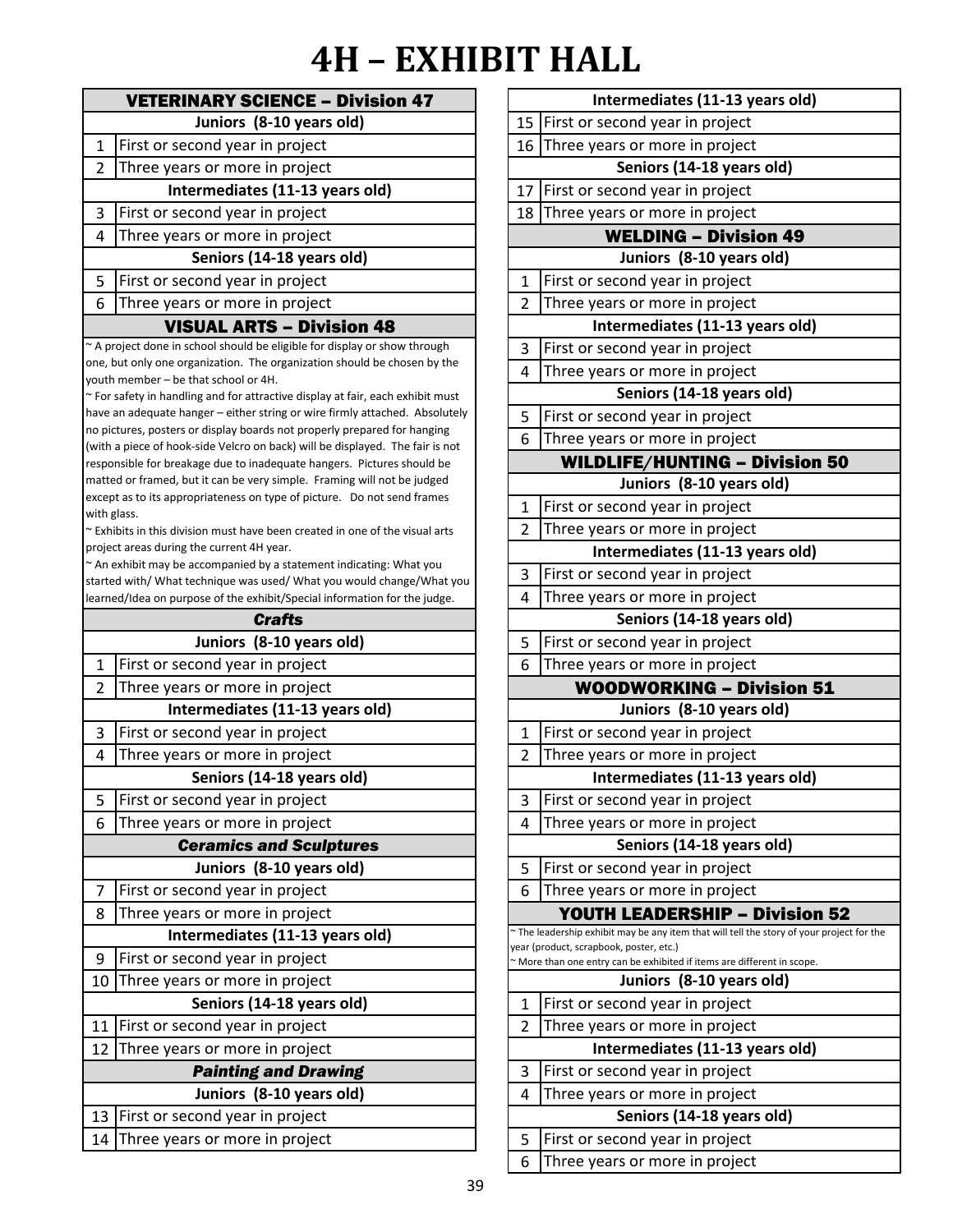# 4H – EXHIBIT HALL

## VETERINARY SCIENCE – Division 47

| | |
|---|---|
| | **Juniors (8-10 years old)** |
| 1 | First or second year in project |
| 2 | Three years or more in project |
| | **Intermediates (11-13 years old)** |
| 3 | First or second year in project |
| 4 | Three years or more in project |
| | **Seniors (14-18 years old)** |
| 5 | First or second year in project |
| 6 | Three years or more in project |

## VISUAL ARTS – Division 48

~ A project done in school should be eligible for display or show through one, but only one organization. The organization should be chosen by the youth member – be that school or 4H.

~ For safety in handling and for attractive display at fair, each exhibit must have an adequate hanger – either string or wire firmly attached. Absolutely no pictures, posters or display boards not properly prepared for hanging (with a piece of hook-side Velcro on back) will be displayed. The fair is not responsible for breakage due to inadequate hangers. Pictures should be matted or framed, but it can be very simple. Framing will not be judged except as to its appropriateness on type of picture. Do not send frames with glass.

~ Exhibits in this division must have been created in one of the visual arts project areas during the current 4H year.

~ An exhibit may be accompanied by a statement indicating: What you started with/ What technique was used/ What you would change/What you learned/Idea on purpose of the exhibit/Special information for the judge.

### *Crafts*

| | |
|---|---|
| | **Juniors (8-10 years old)** |
| 1 | First or second year in project |
| 2 | Three years or more in project |
| | **Intermediates (11-13 years old)** |
| 3 | First or second year in project |
| 4 | Three years or more in project |
| | **Seniors (14-18 years old)** |
| 5 | First or second year in project |
| 6 | Three years or more in project |

### *Ceramics and Sculptures*

| | |
|---|---|
| | **Juniors (8-10 years old)** |
| 7 | First or second year in project |
| 8 | Three years or more in project |
| | **Intermediates (11-13 years old)** |
| 9 | First or second year in project |
| 10 | Three years or more in project |
| | **Seniors (14-18 years old)** |
| 11 | First or second year in project |
| 12 | Three years or more in project |

### *Painting and Drawing*

| | |
|---|---|
| | **Juniors (8-10 years old)** |
| 13 | First or second year in project |
| 14 | Three years or more in project |
| | **Intermediates (11-13 years old)** |
| 15 | First or second year in project |
| 16 | Three years or more in project |
| | **Seniors (14-18 years old)** |
| 17 | First or second year in project |
| 18 | Three years or more in project |

## WELDING – Division 49

| | |
|---|---|
| | **Juniors (8-10 years old)** |
| 1 | First or second year in project |
| 2 | Three years or more in project |
| | **Intermediates (11-13 years old)** |
| 3 | First or second year in project |
| 4 | Three years or more in project |
| | **Seniors (14-18 years old)** |
| 5 | First or second year in project |
| 6 | Three years or more in project |

## WILDLIFE/HUNTING – Division 50

| | |
|---|---|
| | **Juniors (8-10 years old)** |
| 1 | First or second year in project |
| 2 | Three years or more in project |
| | **Intermediates (11-13 years old)** |
| 3 | First or second year in project |
| 4 | Three years or more in project |
| | **Seniors (14-18 years old)** |
| 5 | First or second year in project |
| 6 | Three years or more in project |

## WOODWORKING – Division 51

| | |
|---|---|
| | **Juniors (8-10 years old)** |
| 1 | First or second year in project |
| 2 | Three years or more in project |
| | **Intermediates (11-13 years old)** |
| 3 | First or second year in project |
| 4 | Three years or more in project |
| | **Seniors (14-18 years old)** |
| 5 | First or second year in project |
| 6 | Three years or more in project |

## YOUTH LEADERSHIP – Division 52

~ The leadership exhibit may be any item that will tell the story of your project for the year (product, scrapbook, poster, etc.)

~ More than one entry can be exhibited if items are different in scope.

| | |
|---|---|
| | **Juniors (8-10 years old)** |
| 1 | First or second year in project |
| 2 | Three years or more in project |
| | **Intermediates (11-13 years old)** |
| 3 | First or second year in project |
| 4 | Three years or more in project |
| | **Seniors (14-18 years old)** |
| 5 | First or second year in project |
| 6 | Three years or more in project |